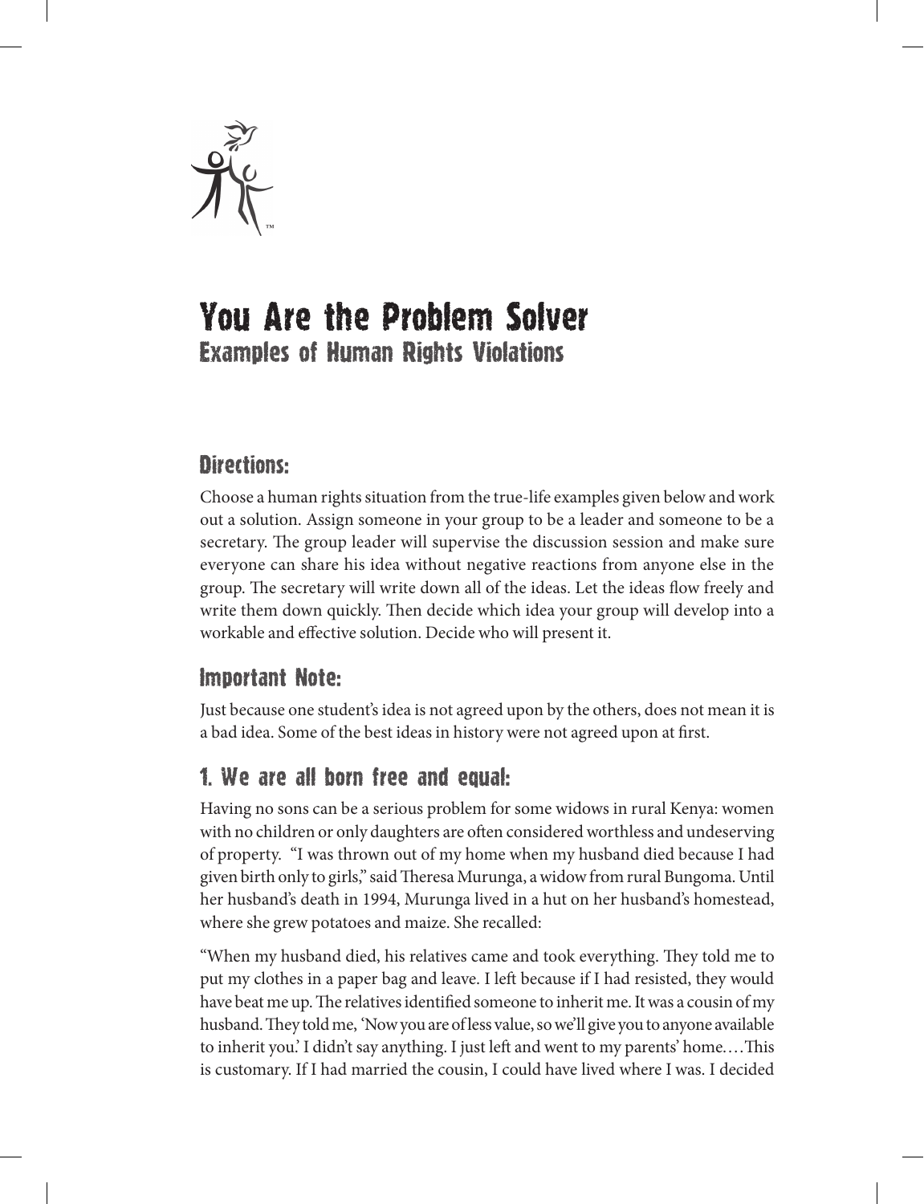# You Are the Problem Solver

## Examples of Human Rights Violations

### Directions:

Choose a human rights situation from the true-life examples given below and work out a solution. Assign someone in your group to be a leader and someone to be a secretary. The group leader will supervise the discussion session and make sure everyone can share his idea without negative reactions from anyone else in the group. The secretary will write down all of the ideas. Let the ideas flow freely and write them down quickly. Then decide which idea your group will develop into a workable and effective solution. Decide who will present it.

### Important Note:

Just because one student's idea is not agreed upon by the others, does not mean it is a bad idea. Some of the best ideas in history were not agreed upon at first.

### 1. We are all born free and equal:

Having no sons can be a serious problem for some widows in rural Kenya: women with no children or only daughters are often considered worthless and undeserving of property. "I was thrown out of my home when my husband died because I had given birth only to girls," said Theresa Murunga, a widow from rural Bungoma. Until her husband's death in 1994, Murunga lived in a hut on her husband's homestead, where she grew potatoes and maize. She recalled:

"When my husband died, his relatives came and took everything. They told me to put my clothes in a paper bag and leave. I left because if I had resisted, they would have beat me up. The relatives identified someone to inherit me. It was a cousin of my husband. They told me, 'Now you are of less value, so we'll give you to anyone available to inherit you.' I didn't say anything. I just left and went to my parents' home.…This is customary. If I had married the cousin, I could have lived where I was. I decided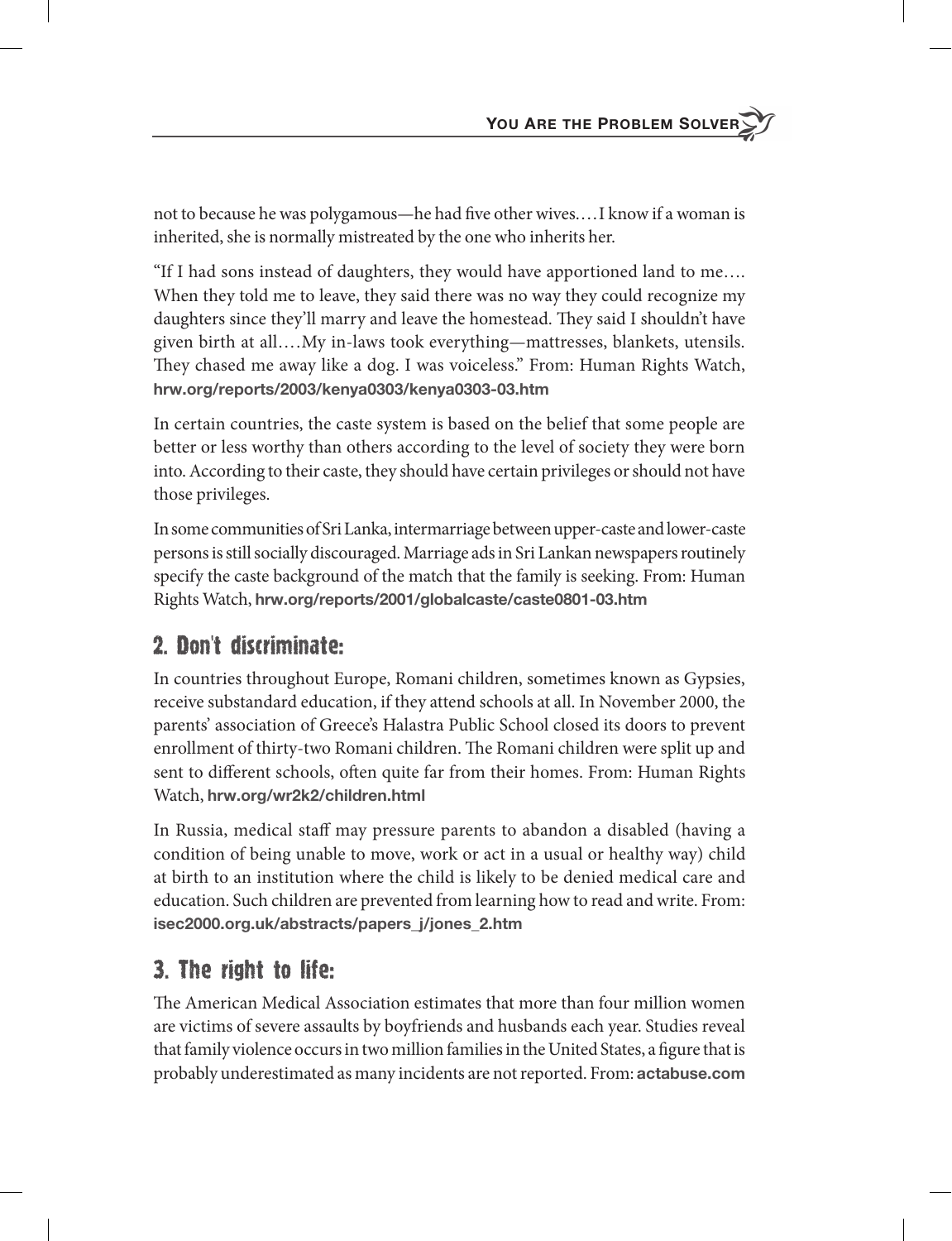not to because he was polygamous—he had five other wives.…I know if a woman is inherited, she is normally mistreated by the one who inherits her.

"If I had sons instead of daughters, they would have apportioned land to me…. When they told me to leave, they said there was no way they could recognize my daughters since they'll marry and leave the homestead. They said I shouldn't have given birth at all.…My in-laws took everything—mattresses, blankets, utensils. They chased me away like a dog. I was voiceless." From: Human Rights Watch, **hrw.org/reports/2003/kenya0303/kenya0303-03.htm**

In certain countries, the caste system is based on the belief that some people are better or less worthy than others according to the level of society they were born into. According to their caste, they should have certain privileges or should not have those privileges.

In some communities of Sri Lanka, intermarriage between upper-caste and lower-caste persons is still socially discouraged. Marriage ads in Sri Lankan newspapers routinely specify the caste background of the match that the family is seeking. From: Human Rights Watch, **hrw.org/reports/2001/globalcaste/caste0801-03.htm**

## 2. Don't discriminate:

In countries throughout Europe, Romani children, sometimes known as Gypsies, receive substandard education, if they attend schools at all. In November 2000, the parents' association of Greece's Halastra Public School closed its doors to prevent enrollment of thirty-two Romani children. The Romani children were split up and sent to different schools, often quite far from their homes. From: Human Rights Watch, **hrw.org/wr2k2/children.html**

In Russia, medical staff may pressure parents to abandon a disabled (having a condition of being unable to move, work or act in a usual or healthy way) child at birth to an institution where the child is likely to be denied medical care and education. Such children are prevented from learning how to read and write. From: **isec2000.org.uk/abstracts/papers_j/jones_2.htm**

## 3. The right to life:

The American Medical Association estimates that more than four million women are victims of severe assaults by boyfriends and husbands each year. Studies reveal that family violence occurs in two million families in the United States, a figure that is probably underestimated as many incidents are not reported. From: **actabuse.com**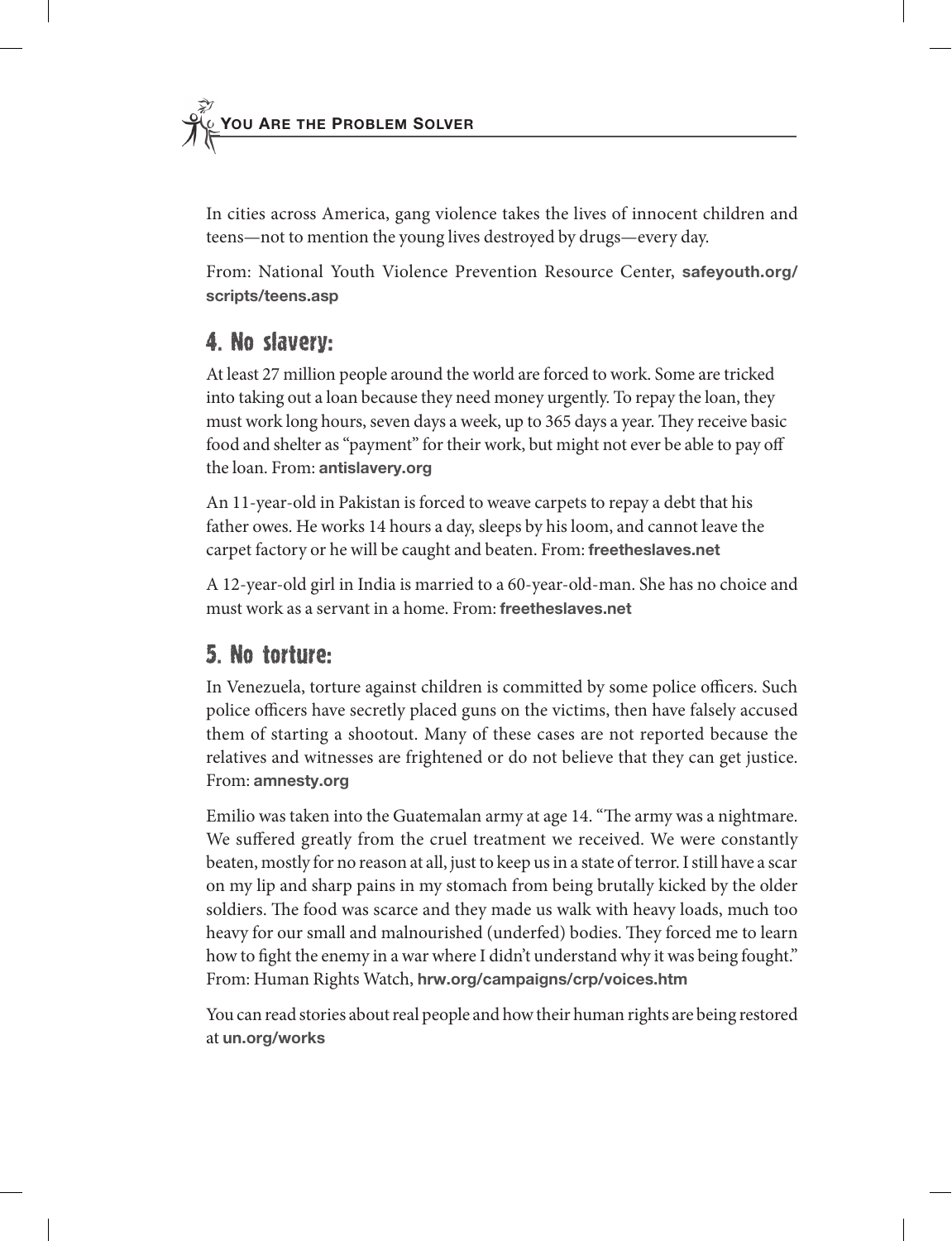In cities across America, gang violence takes the lives of innocent children and teens—not to mention the young lives destroyed by drugs—every day.

From: National Youth Violence Prevention Resource Center, **safeyouth.org/scripts/teens.asp**

## 4. No slavery:

At least 27 million people around the world are forced to work. Some are tricked into taking out a loan because they need money urgently. To repay the loan, they must work long hours, seven days a week, up to 365 days a year. They receive basic food and shelter as "payment" for their work, but might not ever be able to pay off the loan. From: **antislavery.org**

An 11-year-old in Pakistan is forced to weave carpets to repay a debt that his father owes. He works 14 hours a day, sleeps by his loom, and cannot leave the carpet factory or he will be caught and beaten. From: **freetheslaves.net**

A 12-year-old girl in India is married to a 60-year-old-man. She has no choice and must work as a servant in a home. From: **freetheslaves.net**

## 5. No torture:

In Venezuela, torture against children is committed by some police officers. Such police officers have secretly placed guns on the victims, then have falsely accused them of starting a shootout. Many of these cases are not reported because the relatives and witnesses are frightened or do not believe that they can get justice. From: **amnesty.org**

Emilio was taken into the Guatemalan army at age 14. "The army was a nightmare. We suffered greatly from the cruel treatment we received. We were constantly beaten, mostly for no reason at all, just to keep us in a state of terror. I still have a scar on my lip and sharp pains in my stomach from being brutally kicked by the older soldiers. The food was scarce and they made us walk with heavy loads, much too heavy for our small and malnourished (underfed) bodies. They forced me to learn how to fight the enemy in a war where I didn't understand why it was being fought." From: Human Rights Watch, **hrw.org/campaigns/crp/voices.htm**

You can read stories about real people and how their human rights are being restored at **un.org/works**